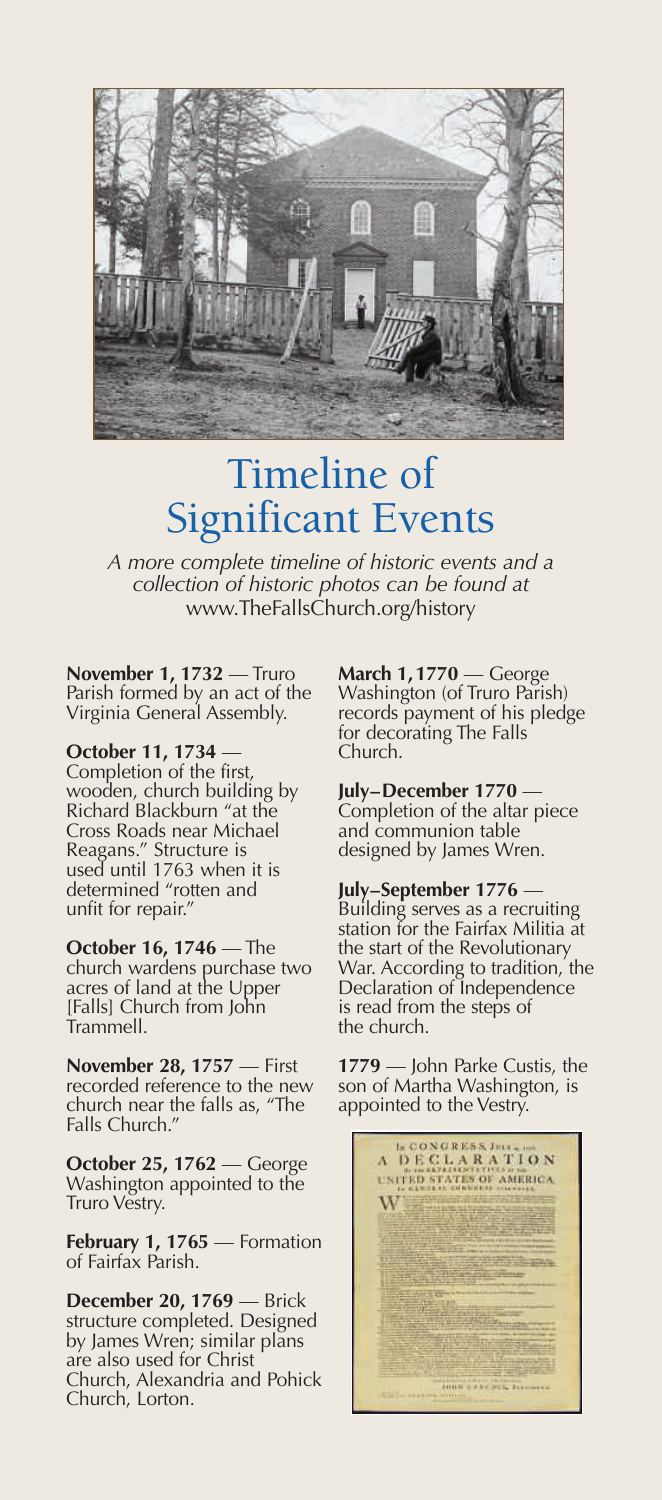# Timeline of Significant Events

*A more complete timeline of historic events and a collection of historic photos can be found at* www.TheFallsChurch.org/history

**November 1, 1732** — Truro Parish formed by an act of the Virginia General Assembly.

**October 11, 1734** — Completion of the first, wooden, church building by Richard Blackburn "at the Cross Roads near Michael Reagans." Structure is used until 1763 when it is determined "rotten and unfit for repair."

**October 16, 1746** — The church wardens purchase two acres of land at the Upper [Falls] Church from John Trammell.

**November 28, 1757** — First recorded reference to the new church near the falls as, "The Falls Church."

**October 25, 1762** — George Washington appointed to the Truro Vestry.

**February 1, 1765** — Formation of Fairfax Parish.

**December 20, 1769** — Brick structure completed. Designed by James Wren; similar plans are also used for Christ Church, Alexandria and Pohick Church, Lorton.

**March 1, 1770** — George Washington (of Truro Parish) records payment of his pledge for decorating The Falls Church.

**July–December 1770** — Completion of the altar piece and communion table designed by James Wren.

**July–September 1776** — Building serves as a recruiting station for the Fairfax Militia at the start of the Revolutionary War. According to tradition, the Declaration of Independence is read from the steps of the church.

**1779** — John Parke Custis, the son of Martha Washington, is appointed to the Vestry.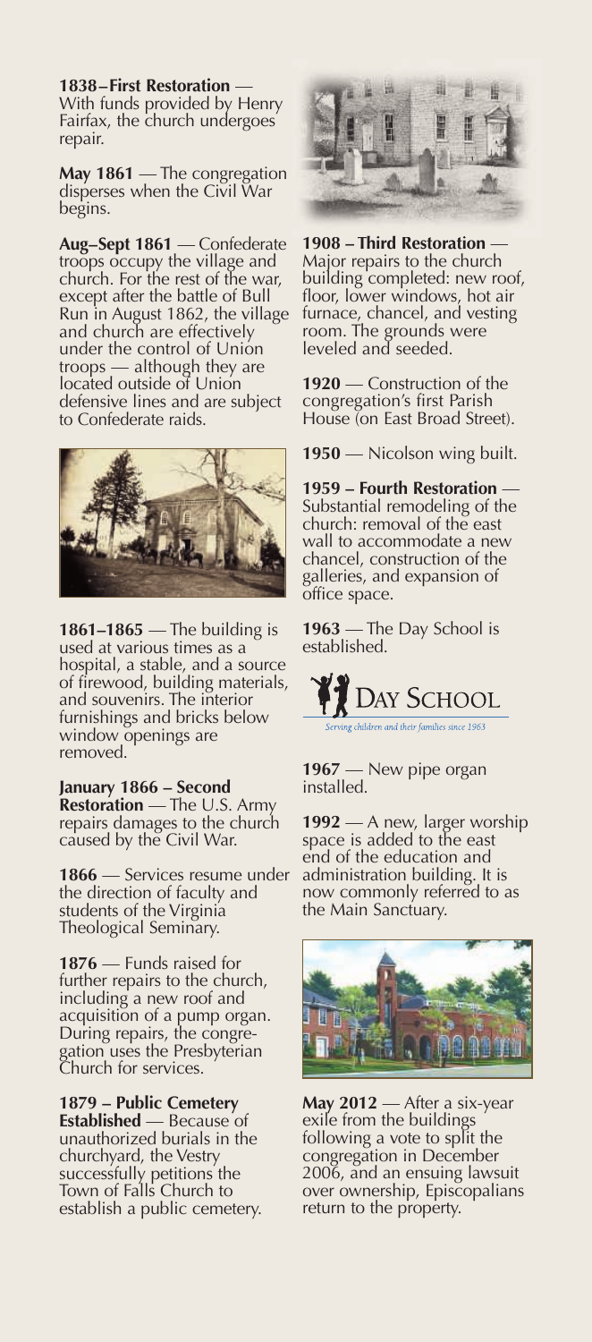**1838 – First Restoration** — With funds provided by Henry Fairfax, the church undergoes repair.

**May 1861** — The congregation disperses when the Civil War begins.

**Aug–Sept 1861** — Confederate troops occupy the village and church. For the rest of the war, except after the battle of Bull Run in August 1862, the village and church are effectively under the control of Union troops — although they are located outside of Union defensive lines and are subject to Confederate raids.

**1861–1865** — The building is used at various times as a hospital, a stable, and a source of firewood, building materials, and souvenirs. The interior furnishings and bricks below window openings are removed.

**January 1866 – Second Restoration** — The U.S. Army repairs damages to the church caused by the Civil War.

**1866** — Services resume under the direction of faculty and students of the Virginia Theological Seminary.

**1876** — Funds raised for further repairs to the church, including a new roof and acquisition of a pump organ. During repairs, the congregation uses the Presbyterian Church for services.

**1879 – Public Cemetery Established** — Because of unauthorized burials in the churchyard, the Vestry successfully petitions the Town of Falls Church to establish a public cemetery.

**1908 – Third Restoration** — Major repairs to the church building completed: new roof, floor, lower windows, hot air furnace, chancel, and vesting room. The grounds were leveled and seeded.

**1920** — Construction of the congregation's first Parish House (on East Broad Street).

**1950** — Nicolson wing built.

**1959 – Fourth Restoration** — Substantial remodeling of the church: removal of the east wall to accommodate a new chancel, construction of the galleries, and expansion of office space.

**1963** — The Day School is established.

DAY SCHOOL

*Serving children and their families since 1963*

**1967** — New pipe organ installed.

**1992** — A new, larger worship space is added to the east end of the education and administration building. It is now commonly referred to as the Main Sanctuary.

**May 2012** — After a six-year exile from the buildings following a vote to split the congregation in December 2006, and an ensuing lawsuit over ownership, Episcopalians return to the property.